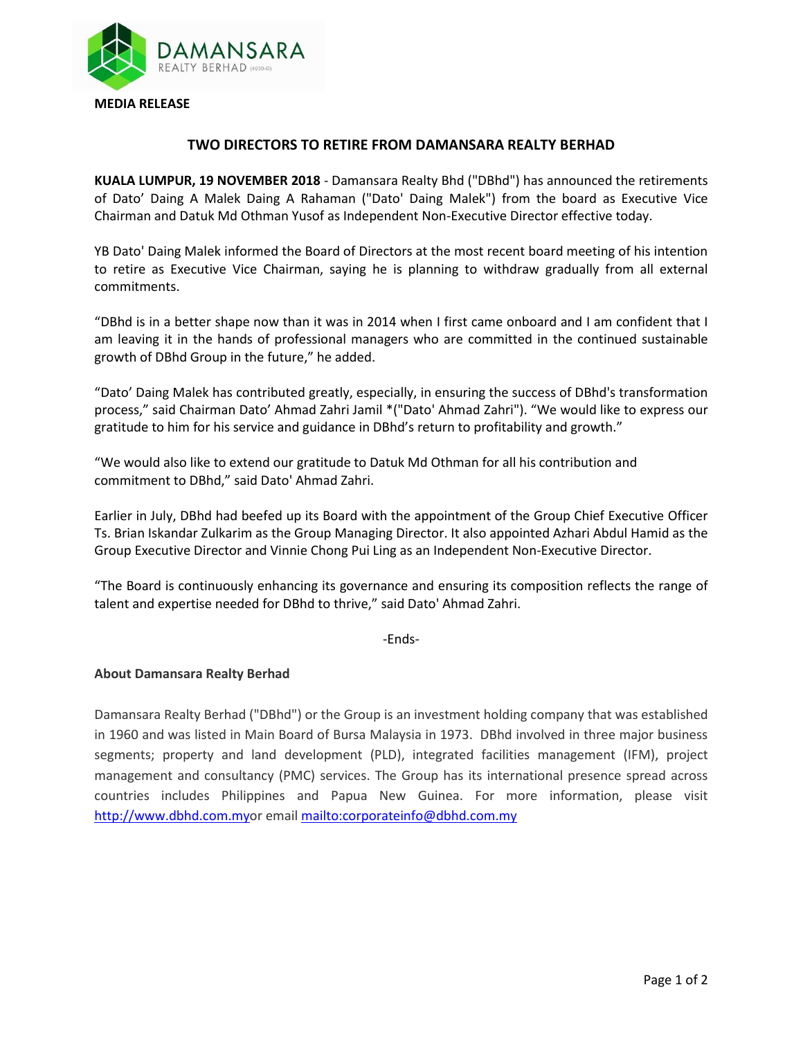**MEDIA RELEASE**

# TWO DIRECTORS TO RETIRE FROM DAMANSARA REALTY BERHAD

**KUALA LUMPUR, 19 NOVEMBER 2018** - Damansara Realty Bhd ("DBhd") has announced the retirements of Dato' Daing A Malek Daing A Rahaman ("Dato' Daing Malek") from the board as Executive Vice Chairman and Datuk Md Othman Yusof as Independent Non-Executive Director effective today.

YB Dato' Daing Malek informed the Board of Directors at the most recent board meeting of his intention to retire as Executive Vice Chairman, saying he is planning to withdraw gradually from all external commitments.

"DBhd is in a better shape now than it was in 2014 when I first came onboard and I am confident that I am leaving it in the hands of professional managers who are committed in the continued sustainable growth of DBhd Group in the future," he added.

"Dato' Daing Malek has contributed greatly, especially, in ensuring the success of DBhd's transformation process," said Chairman Dato' Ahmad Zahri Jamil *("Dato' Ahmad Zahri"). "We would like to express our gratitude to him for his service and guidance in DBhd's return to profitability and growth."

"We would also like to extend our gratitude to Datuk Md Othman for all his contribution and commitment to DBhd," said Dato' Ahmad Zahri.

Earlier in July, DBhd had beefed up its Board with the appointment of the Group Chief Executive Officer Ts. Brian Iskandar Zulkarim as the Group Managing Director. It also appointed Azhari Abdul Hamid as the Group Executive Director and Vinnie Chong Pui Ling as an Independent Non-Executive Director.

"The Board is continuously enhancing its governance and ensuring its composition reflects the range of talent and expertise needed for DBhd to thrive," said Dato' Ahmad Zahri.

-Ends-

**About Damansara Realty Berhad**

Damansara Realty Berhad ("DBhd") or the Group is an investment holding company that was established in 1960 and was listed in Main Board of Bursa Malaysia in 1973. DBhd involved in three major business segments; property and land development (PLD), integrated facilities management (IFM), project management and consultancy (PMC) services. The Group has its international presence spread across countries includes Philippines and Papua New Guinea. For more information, please visit http://www.dbhd.com.myor email mailto:corporateinfo@dbhd.com.my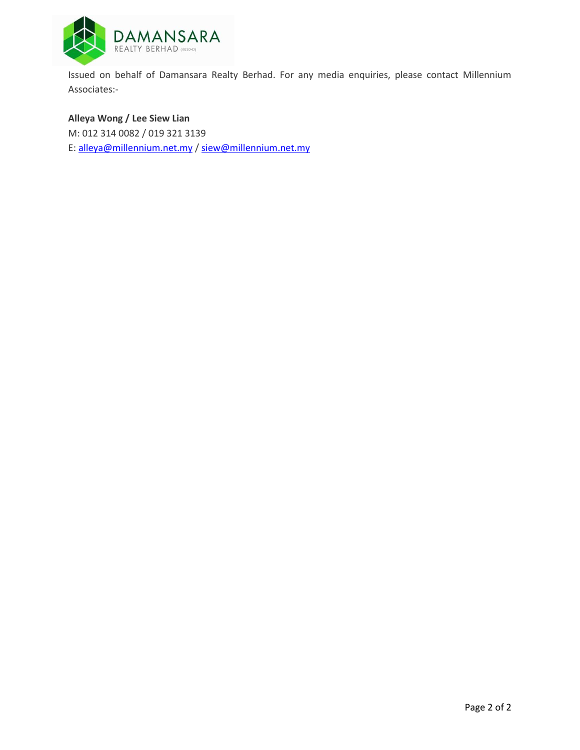Issued on behalf of Damansara Realty Berhad. For any media enquiries, please contact Millennium Associates:-

**Alleya Wong / Lee Siew Lian**

M: 012 314 0082 / 019 321 3139

E: alleya@millennium.net.my / siew@millennium.net.my